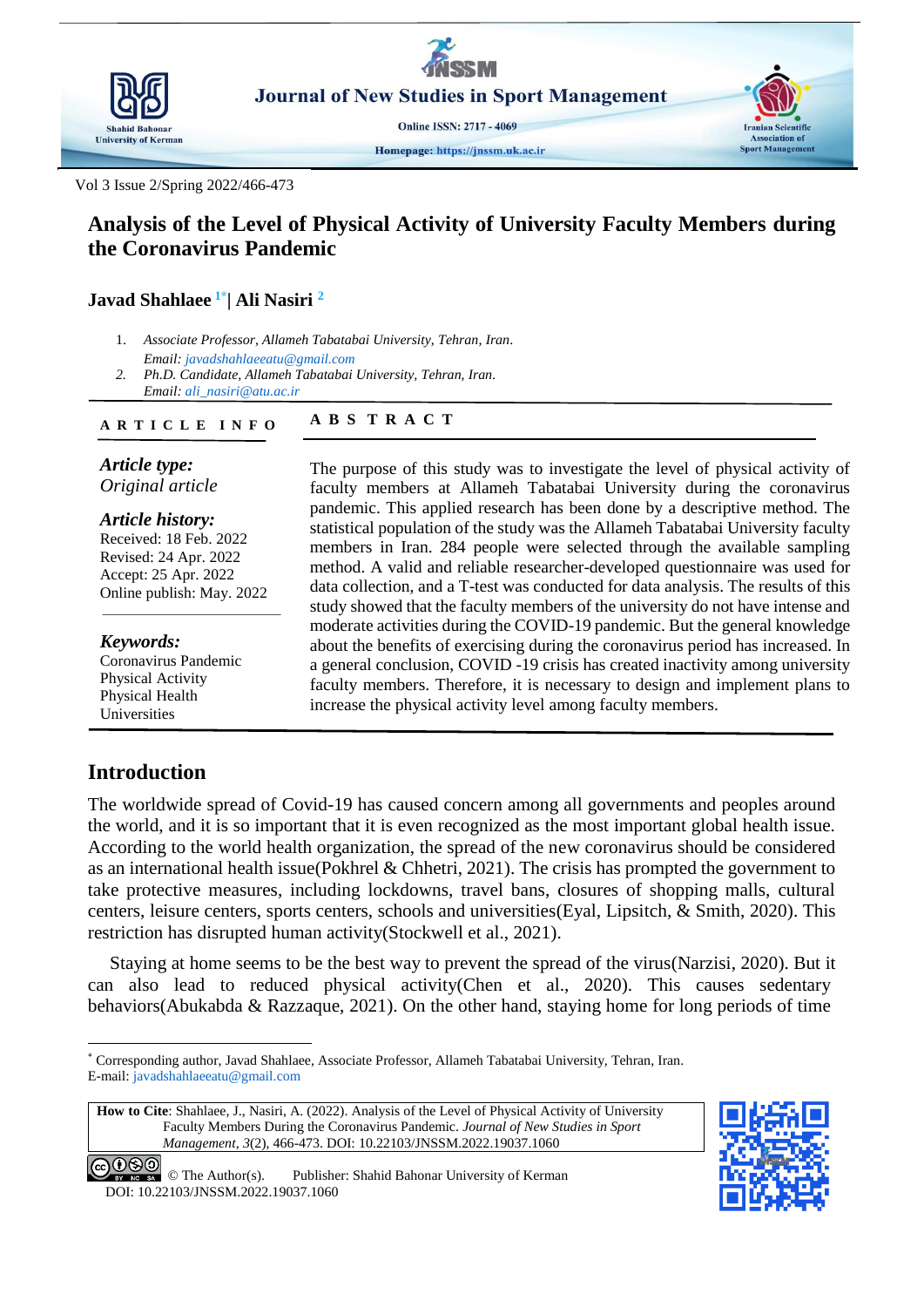# Analysis of the Level of Physical Activity of University Faculty Members during the Coronavirus Pandemic

**Javad Shahlaee** [1*]**| Ali Nasiri** [2]

1. *Associate Professor, Allameh Tabatabai University, Tehran, Iran.*
   *Email: javadshahlaeeatu@gmail.com*
2. *Ph.D. Candidate, Allameh Tabatabai University, Tehran, Iran.*
   *Email: ali_nasiri@atu.ac.ir*

**ARTICLE INFO**

***Article type:***
*Original article*

***Article history:***
Received: 18 Feb. 2022
Revised: 24 Apr. 2022
Accept: 25 Apr. 2022
Online publish: May. 2022

***Keywords:***
Coronavirus Pandemic
Physical Activity
Physical Health
Universities

**ABSTRACT**

The purpose of this study was to investigate the level of physical activity of faculty members at Allameh Tabatabai University during the coronavirus pandemic. This applied research has been done by a descriptive method. The statistical population of the study was the Allameh Tabatabai University faculty members in Iran. 284 people were selected through the available sampling method. A valid and reliable researcher-developed questionnaire was used for data collection, and a T-test was conducted for data analysis. The results of this study showed that the faculty members of the university do not have intense and moderate activities during the COVID-19 pandemic. But the general knowledge about the benefits of exercising during the coronavirus period has increased. In a general conclusion, COVID -19 crisis has created inactivity among university faculty members. Therefore, it is necessary to design and implement plans to increase the physical activity level among faculty members.

## Introduction

The worldwide spread of Covid-19 has caused concern among all governments and peoples around the world, and it is so important that it is even recognized as the most important global health issue. According to the world health organization, the spread of the new coronavirus should be considered as an international health issue(Pokhrel & Chhetri, 2021). The crisis has prompted the government to take protective measures, including lockdowns, travel bans, closures of shopping malls, cultural centers, leisure centers, sports centers, schools and universities(Eyal, Lipsitch, & Smith, 2020). This restriction has disrupted human activity(Stockwell et al., 2021).

Staying at home seems to be the best way to prevent the spread of the virus(Narzisi, 2020). But it can also lead to reduced physical activity(Chen et al., 2020). This causes sedentary behaviors(Abukabda & Razzaque, 2021). On the other hand, staying home for long periods of time

[*] Corresponding author, Javad Shahlaee, Associate Professor, Allameh Tabatabai University, Tehran, Iran.
E-mail: javadshahlaeeatu@gmail.com

**How to Cite**: Shahlaee, J., Nasiri, A. (2022). Analysis of the Level of Physical Activity of University Faculty Members During the Coronavirus Pandemic. *Journal of New Studies in Sport Management, 3*(2), 466-473. DOI: 10.22103/JNSSM.2022.19037.1060

© The Author(s). Publisher: Shahid Bahonar University of Kerman
DOI: 10.22103/JNSSM.2022.19037.1060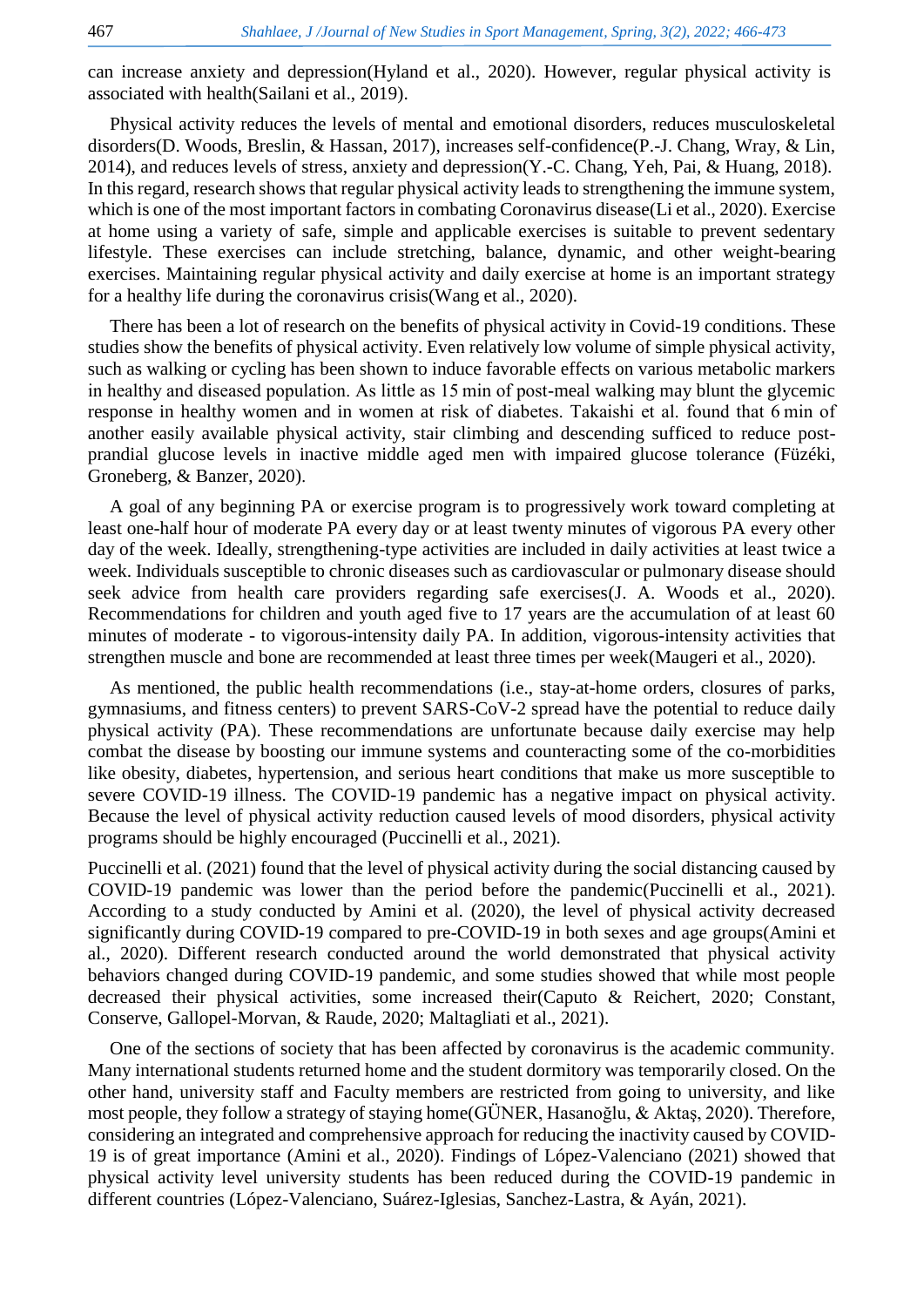can increase anxiety and depression(Hyland et al., 2020). However, regular physical activity is associated with health(Sailani et al., 2019).

Physical activity reduces the levels of mental and emotional disorders, reduces musculoskeletal disorders(D. Woods, Breslin, & Hassan, 2017), increases self-confidence(P.-J. Chang, Wray, & Lin, 2014), and reduces levels of stress, anxiety and depression(Y.-C. Chang, Yeh, Pai, & Huang, 2018). In this regard, research shows that regular physical activity leads to strengthening the immune system, which is one of the most important factors in combating Coronavirus disease(Li et al., 2020). Exercise at home using a variety of safe, simple and applicable exercises is suitable to prevent sedentary lifestyle. These exercises can include stretching, balance, dynamic, and other weight-bearing exercises. Maintaining regular physical activity and daily exercise at home is an important strategy for a healthy life during the coronavirus crisis(Wang et al., 2020).

There has been a lot of research on the benefits of physical activity in Covid-19 conditions. These studies show the benefits of physical activity. Even relatively low volume of simple physical activity, such as walking or cycling has been shown to induce favorable effects on various metabolic markers in healthy and diseased population. As little as 15 min of post-meal walking may blunt the glycemic response in healthy women and in women at risk of diabetes. Takaishi et al. found that 6 min of another easily available physical activity, stair climbing and descending sufficed to reduce post-prandial glucose levels in inactive middle aged men with impaired glucose tolerance (Füzéki, Groneberg, & Banzer, 2020).

A goal of any beginning PA or exercise program is to progressively work toward completing at least one-half hour of moderate PA every day or at least twenty minutes of vigorous PA every other day of the week. Ideally, strengthening-type activities are included in daily activities at least twice a week. Individuals susceptible to chronic diseases such as cardiovascular or pulmonary disease should seek advice from health care providers regarding safe exercises(J. A. Woods et al., 2020). Recommendations for children and youth aged five to 17 years are the accumulation of at least 60 minutes of moderate - to vigorous-intensity daily PA. In addition, vigorous-intensity activities that strengthen muscle and bone are recommended at least three times per week(Maugeri et al., 2020).

As mentioned, the public health recommendations (i.e., stay-at-home orders, closures of parks, gymnasiums, and fitness centers) to prevent SARS-CoV-2 spread have the potential to reduce daily physical activity (PA). These recommendations are unfortunate because daily exercise may help combat the disease by boosting our immune systems and counteracting some of the co-morbidities like obesity, diabetes, hypertension, and serious heart conditions that make us more susceptible to severe COVID-19 illness. The COVID-19 pandemic has a negative impact on physical activity. Because the level of physical activity reduction caused levels of mood disorders, physical activity programs should be highly encouraged (Puccinelli et al., 2021).

Puccinelli et al. (2021) found that the level of physical activity during the social distancing caused by COVID-19 pandemic was lower than the period before the pandemic(Puccinelli et al., 2021). According to a study conducted by Amini et al. (2020), the level of physical activity decreased significantly during COVID-19 compared to pre-COVID-19 in both sexes and age groups(Amini et al., 2020). Different research conducted around the world demonstrated that physical activity behaviors changed during COVID-19 pandemic, and some studies showed that while most people decreased their physical activities, some increased their(Caputo & Reichert, 2020; Constant, Conserve, Gallopel-Morvan, & Raude, 2020; Maltagliati et al., 2021).

One of the sections of society that has been affected by coronavirus is the academic community. Many international students returned home and the student dormitory was temporarily closed. On the other hand, university staff and Faculty members are restricted from going to university, and like most people, they follow a strategy of staying home(GÜNER, Hasanoğlu, & Aktaş, 2020). Therefore, considering an integrated and comprehensive approach for reducing the inactivity caused by COVID-19 is of great importance (Amini et al., 2020). Findings of López-Valenciano (2021) showed that physical activity level university students has been reduced during the COVID-19 pandemic in different countries (López-Valenciano, Suárez-Iglesias, Sanchez-Lastra, & Ayán, 2021).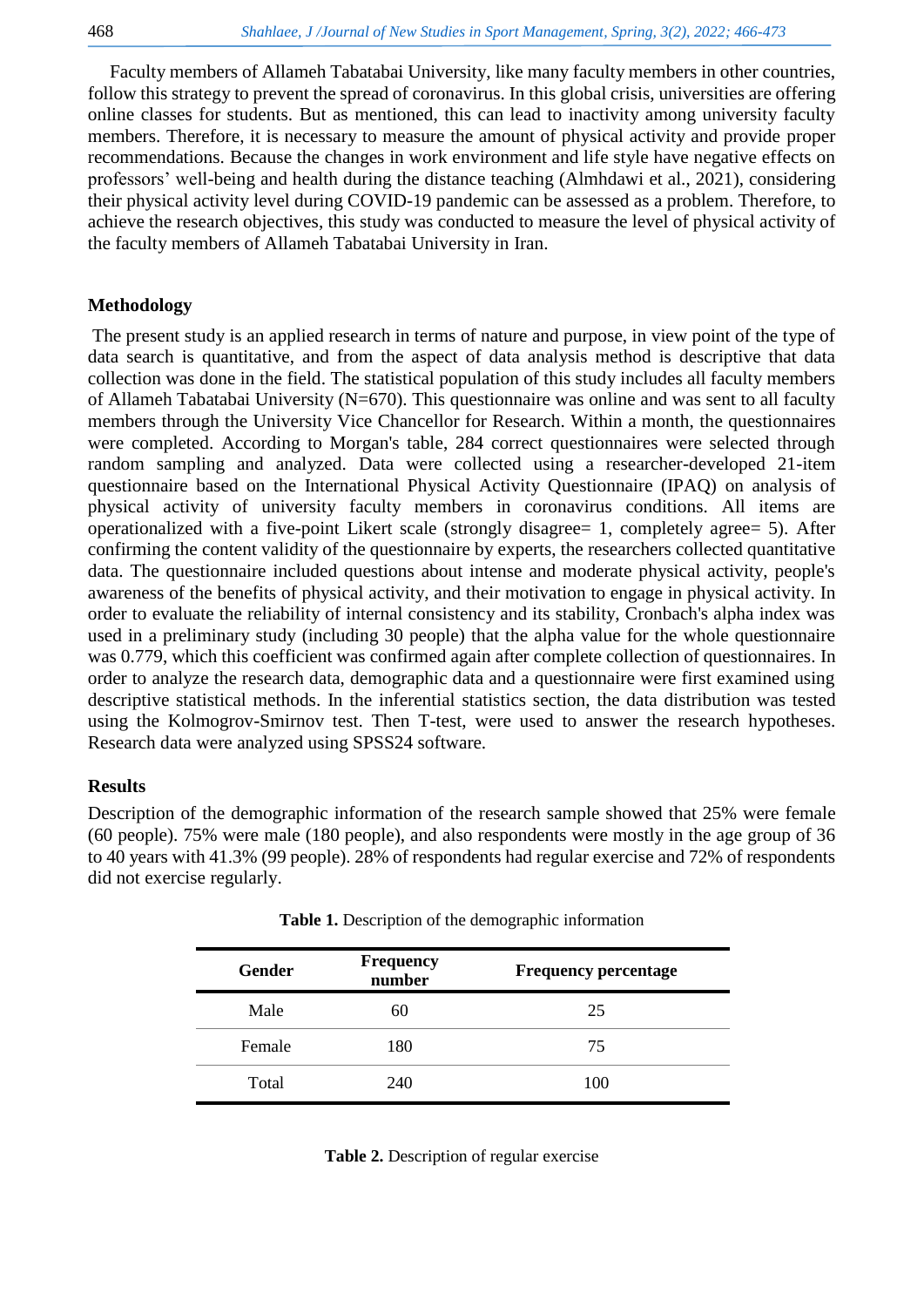Faculty members of Allameh Tabatabai University, like many faculty members in other countries, follow this strategy to prevent the spread of coronavirus. In this global crisis, universities are offering online classes for students. But as mentioned, this can lead to inactivity among university faculty members. Therefore, it is necessary to measure the amount of physical activity and provide proper recommendations. Because the changes in work environment and life style have negative effects on professors' well-being and health during the distance teaching (Almhdawi et al., 2021), considering their physical activity level during COVID-19 pandemic can be assessed as a problem. Therefore, to achieve the research objectives, this study was conducted to measure the level of physical activity of the faculty members of Allameh Tabatabai University in Iran.

## Methodology

The present study is an applied research in terms of nature and purpose, in view point of the type of data search is quantitative, and from the aspect of data analysis method is descriptive that data collection was done in the field. The statistical population of this study includes all faculty members of Allameh Tabatabai University (N=670). This questionnaire was online and was sent to all faculty members through the University Vice Chancellor for Research. Within a month, the questionnaires were completed. According to Morgan's table, 284 correct questionnaires were selected through random sampling and analyzed. Data were collected using a researcher-developed 21-item questionnaire based on the International Physical Activity Questionnaire (IPAQ) on analysis of physical activity of university faculty members in coronavirus conditions. All items are operationalized with a five-point Likert scale (strongly disagree= 1, completely agree= 5). After confirming the content validity of the questionnaire by experts, the researchers collected quantitative data. The questionnaire included questions about intense and moderate physical activity, people's awareness of the benefits of physical activity, and their motivation to engage in physical activity. In order to evaluate the reliability of internal consistency and its stability, Cronbach's alpha index was used in a preliminary study (including 30 people) that the alpha value for the whole questionnaire was 0.779, which this coefficient was confirmed again after complete collection of questionnaires. In order to analyze the research data, demographic data and a questionnaire were first examined using descriptive statistical methods. In the inferential statistics section, the data distribution was tested using the Kolmogrov-Smirnov test. Then T-test, were used to answer the research hypotheses. Research data were analyzed using SPSS24 software.

## Results

Description of the demographic information of the research sample showed that 25% were female (60 people). 75% were male (180 people), and also respondents were mostly in the age group of 36 to 40 years with 41.3% (99 people). 28% of respondents had regular exercise and 72% of respondents did not exercise regularly.

**Table 1.** Description of the demographic information

| Gender | Frequency number | Frequency percentage |
|---|---|---|
| Male | 60 | 25 |
| Female | 180 | 75 |
| Total | 240 | 100 |

**Table 2.** Description of regular exercise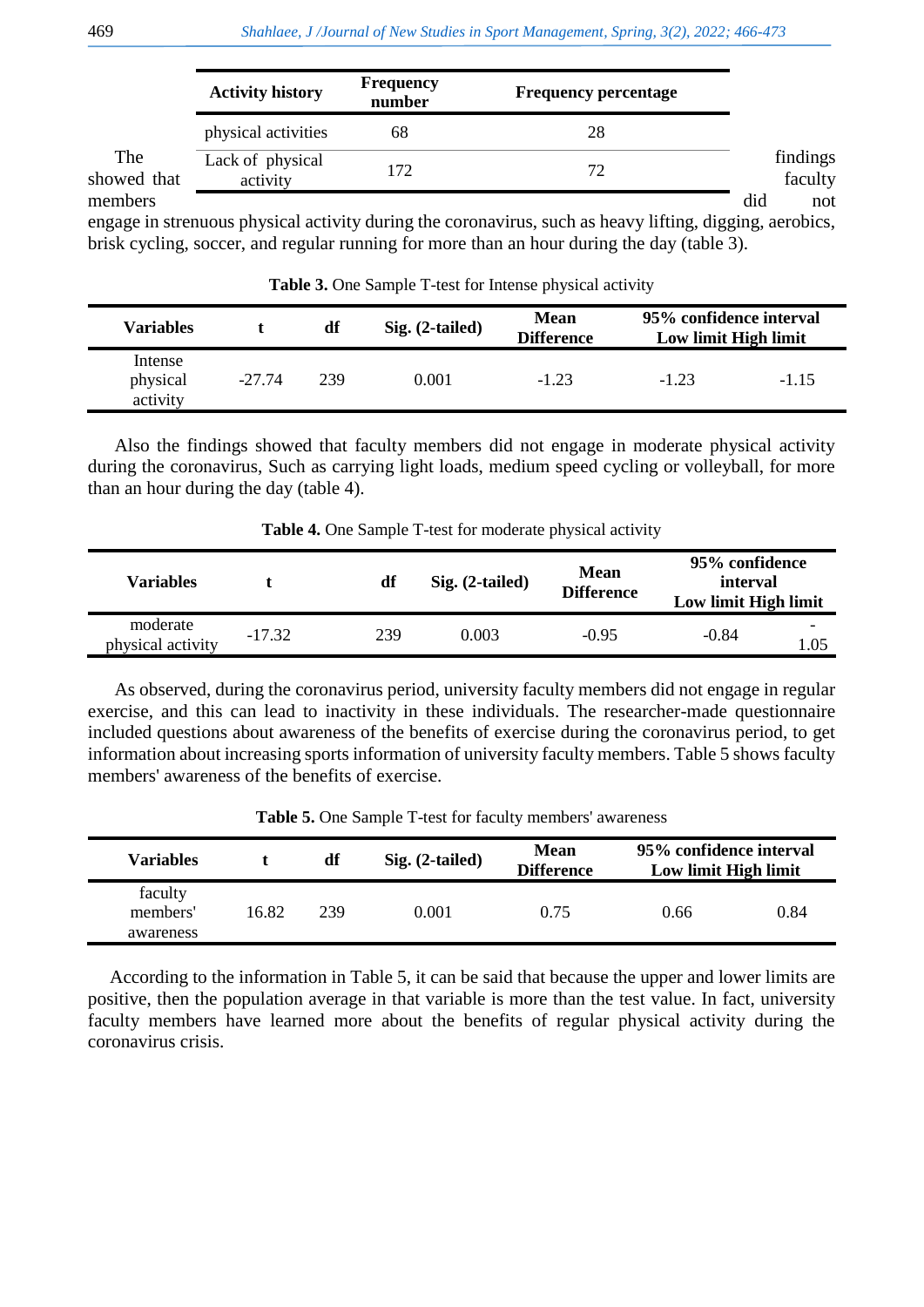| Activity history | Frequency number | Frequency percentage |
|---|---|---|
| physical activities | 68 | 28 |
| Lack of physical activity | 172 | 72 |

The findings showed that faculty members did not engage in strenuous physical activity during the coronavirus, such as heavy lifting, digging, aerobics, brisk cycling, soccer, and regular running for more than an hour during the day (table 3).

**Table 3.** One Sample T-test for Intense physical activity

| Variables | t | df | Sig. (2-tailed) | Mean Difference | 95% confidence interval Low limit | High limit |
|---|---|---|---|---|---|---|
| Intense physical activity | -27.74 | 239 | 0.001 | -1.23 | -1.23 | -1.15 |

Also the findings showed that faculty members did not engage in moderate physical activity during the coronavirus, Such as carrying light loads, medium speed cycling or volleyball, for more than an hour during the day (table 4).

**Table 4.** One Sample T-test for moderate physical activity

| Variables | t | df | Sig. (2-tailed) | Mean Difference | 95% confidence interval Low limit | High limit |
|---|---|---|---|---|---|---|
| moderate physical activity | -17.32 | 239 | 0.003 | -0.95 | -0.84 | -1.05 |

As observed, during the coronavirus period, university faculty members did not engage in regular exercise, and this can lead to inactivity in these individuals. The researcher-made questionnaire included questions about awareness of the benefits of exercise during the coronavirus period, to get information about increasing sports information of university faculty members. Table 5 shows faculty members' awareness of the benefits of exercise.

**Table 5.** One Sample T-test for faculty members' awareness

| Variables | t | df | Sig. (2-tailed) | Mean Difference | 95% confidence interval Low limit | High limit |
|---|---|---|---|---|---|---|
| faculty members' awareness | 16.82 | 239 | 0.001 | 0.75 | 0.66 | 0.84 |

According to the information in Table 5, it can be said that because the upper and lower limits are positive, then the population average in that variable is more than the test value. In fact, university faculty members have learned more about the benefits of regular physical activity during the coronavirus crisis.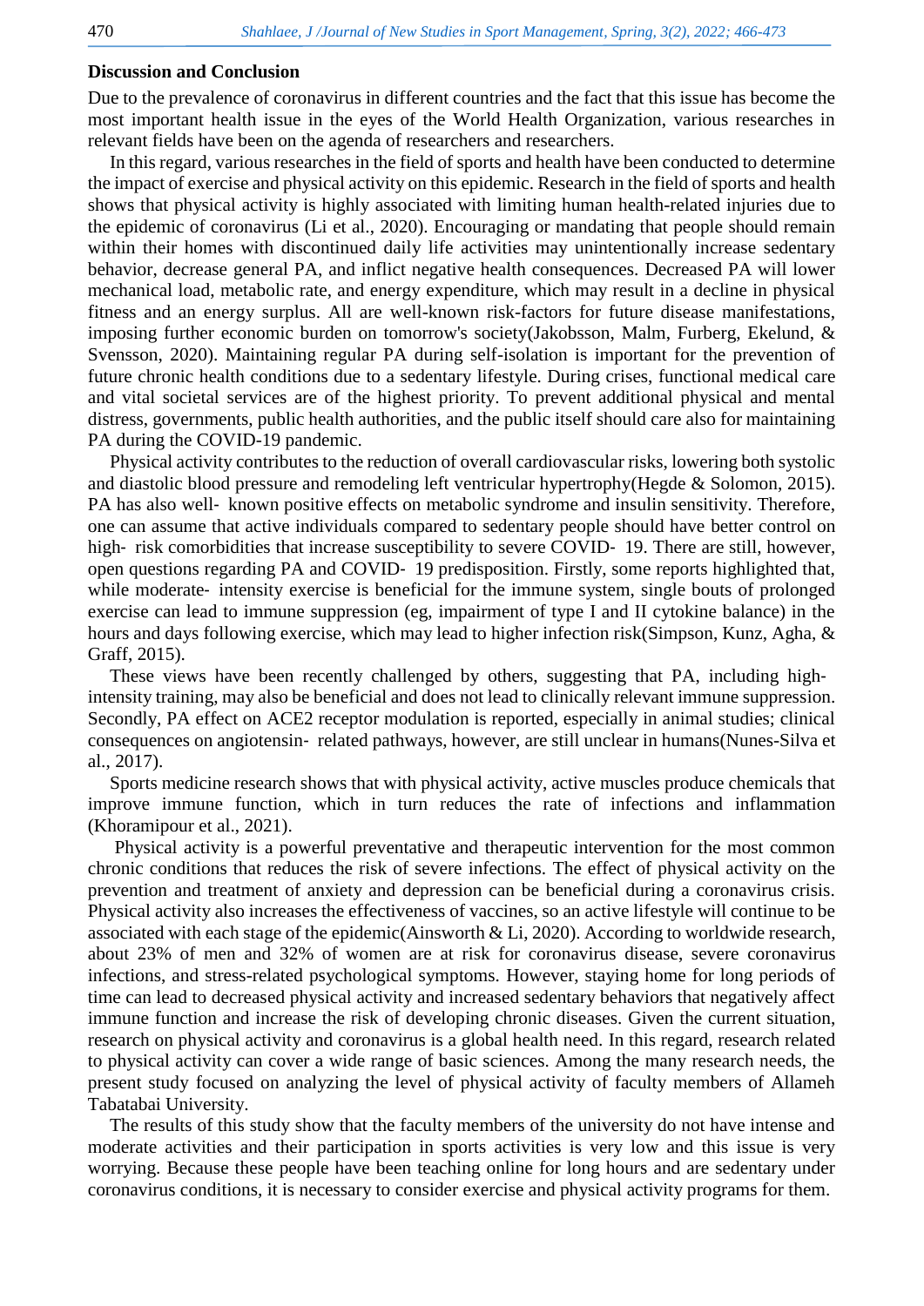## Discussion and Conclusion

Due to the prevalence of coronavirus in different countries and the fact that this issue has become the most important health issue in the eyes of the World Health Organization, various researches in relevant fields have been on the agenda of researchers and researchers.

In this regard, various researches in the field of sports and health have been conducted to determine the impact of exercise and physical activity on this epidemic. Research in the field of sports and health shows that physical activity is highly associated with limiting human health-related injuries due to the epidemic of coronavirus (Li et al., 2020). Encouraging or mandating that people should remain within their homes with discontinued daily life activities may unintentionally increase sedentary behavior, decrease general PA, and inflict negative health consequences. Decreased PA will lower mechanical load, metabolic rate, and energy expenditure, which may result in a decline in physical fitness and an energy surplus. All are well-known risk-factors for future disease manifestations, imposing further economic burden on tomorrow's society(Jakobsson, Malm, Furberg, Ekelund, & Svensson, 2020). Maintaining regular PA during self-isolation is important for the prevention of future chronic health conditions due to a sedentary lifestyle. During crises, functional medical care and vital societal services are of the highest priority. To prevent additional physical and mental distress, governments, public health authorities, and the public itself should care also for maintaining PA during the COVID-19 pandemic.

Physical activity contributes to the reduction of overall cardiovascular risks, lowering both systolic and diastolic blood pressure and remodeling left ventricular hypertrophy(Hegde & Solomon, 2015). PA has also well- known positive effects on metabolic syndrome and insulin sensitivity. Therefore, one can assume that active individuals compared to sedentary people should have better control on high- risk comorbidities that increase susceptibility to severe COVID- 19. There are still, however, open questions regarding PA and COVID- 19 predisposition. Firstly, some reports highlighted that, while moderate- intensity exercise is beneficial for the immune system, single bouts of prolonged exercise can lead to immune suppression (eg, impairment of type I and II cytokine balance) in the hours and days following exercise, which may lead to higher infection risk(Simpson, Kunz, Agha, & Graff, 2015).

These views have been recently challenged by others, suggesting that PA, including high- intensity training, may also be beneficial and does not lead to clinically relevant immune suppression. Secondly, PA effect on ACE2 receptor modulation is reported, especially in animal studies; clinical consequences on angiotensin- related pathways, however, are still unclear in humans(Nunes-Silva et al., 2017).

Sports medicine research shows that with physical activity, active muscles produce chemicals that improve immune function, which in turn reduces the rate of infections and inflammation (Khoramipour et al., 2021).

Physical activity is a powerful preventative and therapeutic intervention for the most common chronic conditions that reduces the risk of severe infections. The effect of physical activity on the prevention and treatment of anxiety and depression can be beneficial during a coronavirus crisis. Physical activity also increases the effectiveness of vaccines, so an active lifestyle will continue to be associated with each stage of the epidemic(Ainsworth & Li, 2020). According to worldwide research, about 23% of men and 32% of women are at risk for coronavirus disease, severe coronavirus infections, and stress-related psychological symptoms. However, staying home for long periods of time can lead to decreased physical activity and increased sedentary behaviors that negatively affect immune function and increase the risk of developing chronic diseases. Given the current situation, research on physical activity and coronavirus is a global health need. In this regard, research related to physical activity can cover a wide range of basic sciences. Among the many research needs, the present study focused on analyzing the level of physical activity of faculty members of Allameh Tabatabai University.

The results of this study show that the faculty members of the university do not have intense and moderate activities and their participation in sports activities is very low and this issue is very worrying. Because these people have been teaching online for long hours and are sedentary under coronavirus conditions, it is necessary to consider exercise and physical activity programs for them.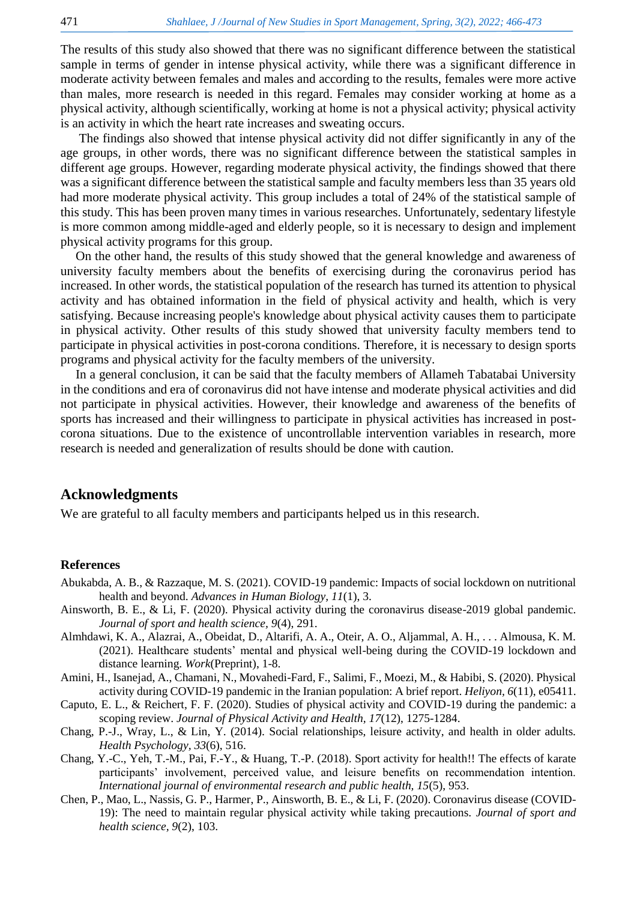The results of this study also showed that there was no significant difference between the statistical sample in terms of gender in intense physical activity, while there was a significant difference in moderate activity between females and males and according to the results, females were more active than males, more research is needed in this regard. Females may consider working at home as a physical activity, although scientifically, working at home is not a physical activity; physical activity is an activity in which the heart rate increases and sweating occurs.

The findings also showed that intense physical activity did not differ significantly in any of the age groups, in other words, there was no significant difference between the statistical samples in different age groups. However, regarding moderate physical activity, the findings showed that there was a significant difference between the statistical sample and faculty members less than 35 years old had more moderate physical activity. This group includes a total of 24% of the statistical sample of this study. This has been proven many times in various researches. Unfortunately, sedentary lifestyle is more common among middle-aged and elderly people, so it is necessary to design and implement physical activity programs for this group.

On the other hand, the results of this study showed that the general knowledge and awareness of university faculty members about the benefits of exercising during the coronavirus period has increased. In other words, the statistical population of the research has turned its attention to physical activity and has obtained information in the field of physical activity and health, which is very satisfying. Because increasing people's knowledge about physical activity causes them to participate in physical activity. Other results of this study showed that university faculty members tend to participate in physical activities in post-corona conditions. Therefore, it is necessary to design sports programs and physical activity for the faculty members of the university.

In a general conclusion, it can be said that the faculty members of Allameh Tabatabai University in the conditions and era of coronavirus did not have intense and moderate physical activities and did not participate in physical activities. However, their knowledge and awareness of the benefits of sports has increased and their willingness to participate in physical activities has increased in post-corona situations. Due to the existence of uncontrollable intervention variables in research, more research is needed and generalization of results should be done with caution.

## Acknowledgments

We are grateful to all faculty members and participants helped us in this research.

### References

Abukabda, A. B., & Razzaque, M. S. (2021). COVID-19 pandemic: Impacts of social lockdown on nutritional health and beyond. *Advances in Human Biology, 11*(1), 3.

Ainsworth, B. E., & Li, F. (2020). Physical activity during the coronavirus disease-2019 global pandemic. *Journal of sport and health science, 9*(4), 291.

Almhdawi, K. A., Alazrai, A., Obeidat, D., Altarifi, A. A., Oteir, A. O., Aljammal, A. H., . . . Almousa, K. M. (2021). Healthcare students' mental and physical well-being during the COVID-19 lockdown and distance learning. *Work*(Preprint), 1-8.

Amini, H., Isanejad, A., Chamani, N., Movahedi-Fard, F., Salimi, F., Moezi, M., & Habibi, S. (2020). Physical activity during COVID-19 pandemic in the Iranian population: A brief report. *Heliyon, 6*(11), e05411.

Caputo, E. L., & Reichert, F. F. (2020). Studies of physical activity and COVID-19 during the pandemic: a scoping review. *Journal of Physical Activity and Health, 17*(12), 1275-1284.

Chang, P.-J., Wray, L., & Lin, Y. (2014). Social relationships, leisure activity, and health in older adults. *Health Psychology, 33*(6), 516.

Chang, Y.-C., Yeh, T.-M., Pai, F.-Y., & Huang, T.-P. (2018). Sport activity for health!! The effects of karate participants' involvement, perceived value, and leisure benefits on recommendation intention. *International journal of environmental research and public health, 15*(5), 953.

Chen, P., Mao, L., Nassis, G. P., Harmer, P., Ainsworth, B. E., & Li, F. (2020). Coronavirus disease (COVID-19): The need to maintain regular physical activity while taking precautions. *Journal of sport and health science, 9*(2), 103.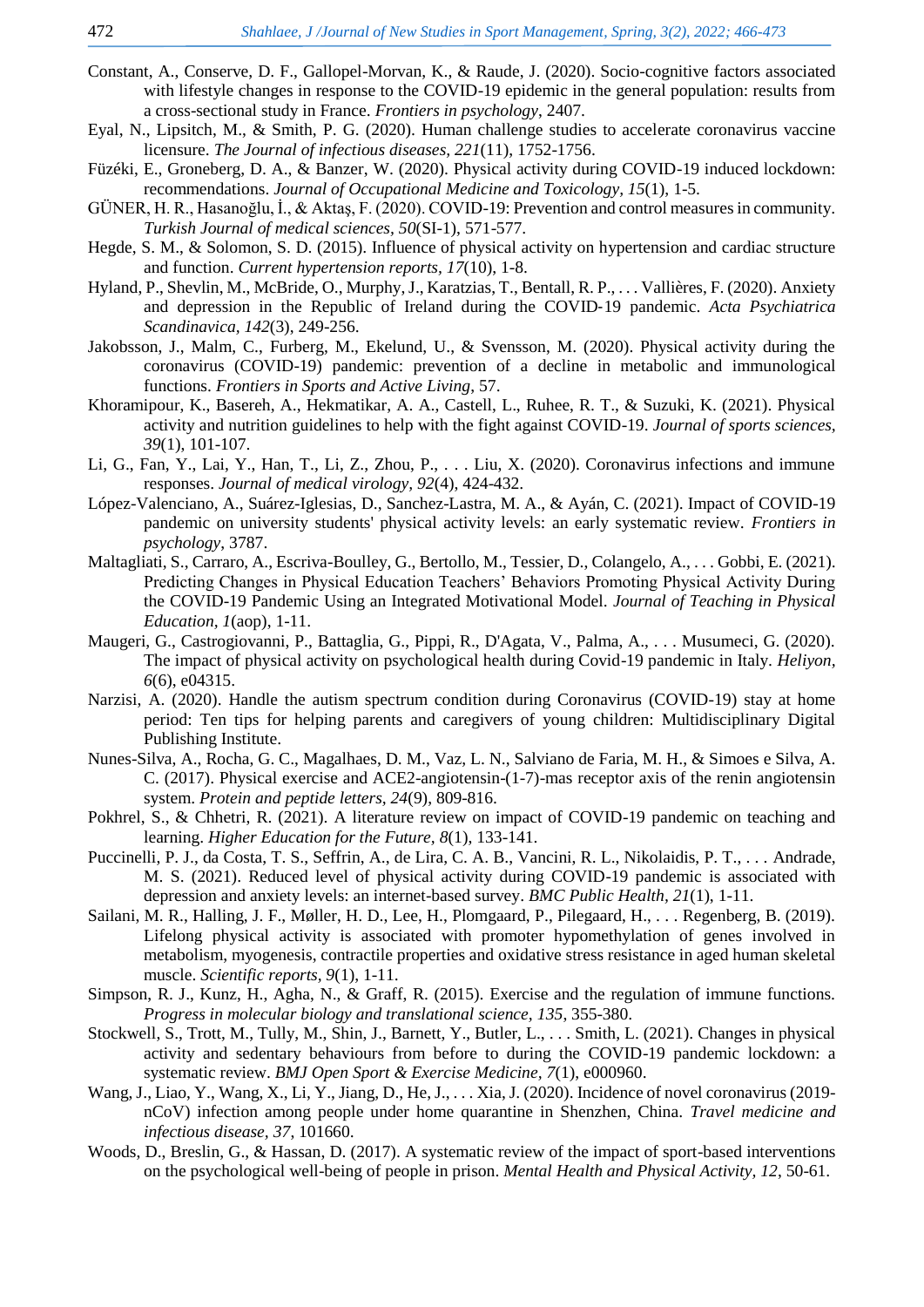Constant, A., Conserve, D. F., Gallopel-Morvan, K., & Raude, J. (2020). Socio-cognitive factors associated with lifestyle changes in response to the COVID-19 epidemic in the general population: results from a cross-sectional study in France. *Frontiers in psychology*, 2407.

Eyal, N., Lipsitch, M., & Smith, P. G. (2020). Human challenge studies to accelerate coronavirus vaccine licensure. *The Journal of infectious diseases, 221*(11), 1752-1756.

Füzéki, E., Groneberg, D. A., & Banzer, W. (2020). Physical activity during COVID-19 induced lockdown: recommendations. *Journal of Occupational Medicine and Toxicology, 15*(1), 1-5.

GÜNER, H. R., Hasanoğlu, İ., & Aktaş, F. (2020). COVID-19: Prevention and control measures in community. *Turkish Journal of medical sciences, 50*(SI-1), 571-577.

Hegde, S. M., & Solomon, S. D. (2015). Influence of physical activity on hypertension and cardiac structure and function. *Current hypertension reports, 17*(10), 1-8.

Hyland, P., Shevlin, M., McBride, O., Murphy, J., Karatzias, T., Bentall, R. P., . . . Vallières, F. (2020). Anxiety and depression in the Republic of Ireland during the COVID‐19 pandemic. *Acta Psychiatrica Scandinavica, 142*(3), 249-256.

Jakobsson, J., Malm, C., Furberg, M., Ekelund, U., & Svensson, M. (2020). Physical activity during the coronavirus (COVID-19) pandemic: prevention of a decline in metabolic and immunological functions. *Frontiers in Sports and Active Living*, 57.

Khoramipour, K., Basereh, A., Hekmatikar, A. A., Castell, L., Ruhee, R. T., & Suzuki, K. (2021). Physical activity and nutrition guidelines to help with the fight against COVID-19. *Journal of sports sciences, 39*(1), 101-107.

Li, G., Fan, Y., Lai, Y., Han, T., Li, Z., Zhou, P., . . . Liu, X. (2020). Coronavirus infections and immune responses. *Journal of medical virology, 92*(4), 424-432.

López-Valenciano, A., Suárez-Iglesias, D., Sanchez-Lastra, M. A., & Ayán, C. (2021). Impact of COVID-19 pandemic on university students' physical activity levels: an early systematic review. *Frontiers in psychology*, 3787.

Maltagliati, S., Carraro, A., Escriva-Boulley, G., Bertollo, M., Tessier, D., Colangelo, A., . . . Gobbi, E. (2021). Predicting Changes in Physical Education Teachers' Behaviors Promoting Physical Activity During the COVID-19 Pandemic Using an Integrated Motivational Model. *Journal of Teaching in Physical Education, 1*(aop), 1-11.

Maugeri, G., Castrogiovanni, P., Battaglia, G., Pippi, R., D'Agata, V., Palma, A., . . . Musumeci, G. (2020). The impact of physical activity on psychological health during Covid-19 pandemic in Italy. *Heliyon, 6*(6), e04315.

Narzisi, A. (2020). Handle the autism spectrum condition during Coronavirus (COVID-19) stay at home period: Ten tips for helping parents and caregivers of young children: Multidisciplinary Digital Publishing Institute.

Nunes-Silva, A., Rocha, G. C., Magalhaes, D. M., Vaz, L. N., Salviano de Faria, M. H., & Simoes e Silva, A. C. (2017). Physical exercise and ACE2-angiotensin-(1-7)-mas receptor axis of the renin angiotensin system. *Protein and peptide letters, 24*(9), 809-816.

Pokhrel, S., & Chhetri, R. (2021). A literature review on impact of COVID-19 pandemic on teaching and learning. *Higher Education for the Future, 8*(1), 133-141.

Puccinelli, P. J., da Costa, T. S., Seffrin, A., de Lira, C. A. B., Vancini, R. L., Nikolaidis, P. T., . . . Andrade, M. S. (2021). Reduced level of physical activity during COVID-19 pandemic is associated with depression and anxiety levels: an internet-based survey. *BMC Public Health, 21*(1), 1-11.

Sailani, M. R., Halling, J. F., Møller, H. D., Lee, H., Plomgaard, P., Pilegaard, H., . . . Regenberg, B. (2019). Lifelong physical activity is associated with promoter hypomethylation of genes involved in metabolism, myogenesis, contractile properties and oxidative stress resistance in aged human skeletal muscle. *Scientific reports, 9*(1), 1-11.

Simpson, R. J., Kunz, H., Agha, N., & Graff, R. (2015). Exercise and the regulation of immune functions. *Progress in molecular biology and translational science, 135*, 355-380.

Stockwell, S., Trott, M., Tully, M., Shin, J., Barnett, Y., Butler, L., . . . Smith, L. (2021). Changes in physical activity and sedentary behaviours from before to during the COVID-19 pandemic lockdown: a systematic review. *BMJ Open Sport & Exercise Medicine, 7*(1), e000960.

Wang, J., Liao, Y., Wang, X., Li, Y., Jiang, D., He, J., . . . Xia, J. (2020). Incidence of novel coronavirus (2019-nCoV) infection among people under home quarantine in Shenzhen, China. *Travel medicine and infectious disease, 37*, 101660.

Woods, D., Breslin, G., & Hassan, D. (2017). A systematic review of the impact of sport-based interventions on the psychological well-being of people in prison. *Mental Health and Physical Activity, 12*, 50-61.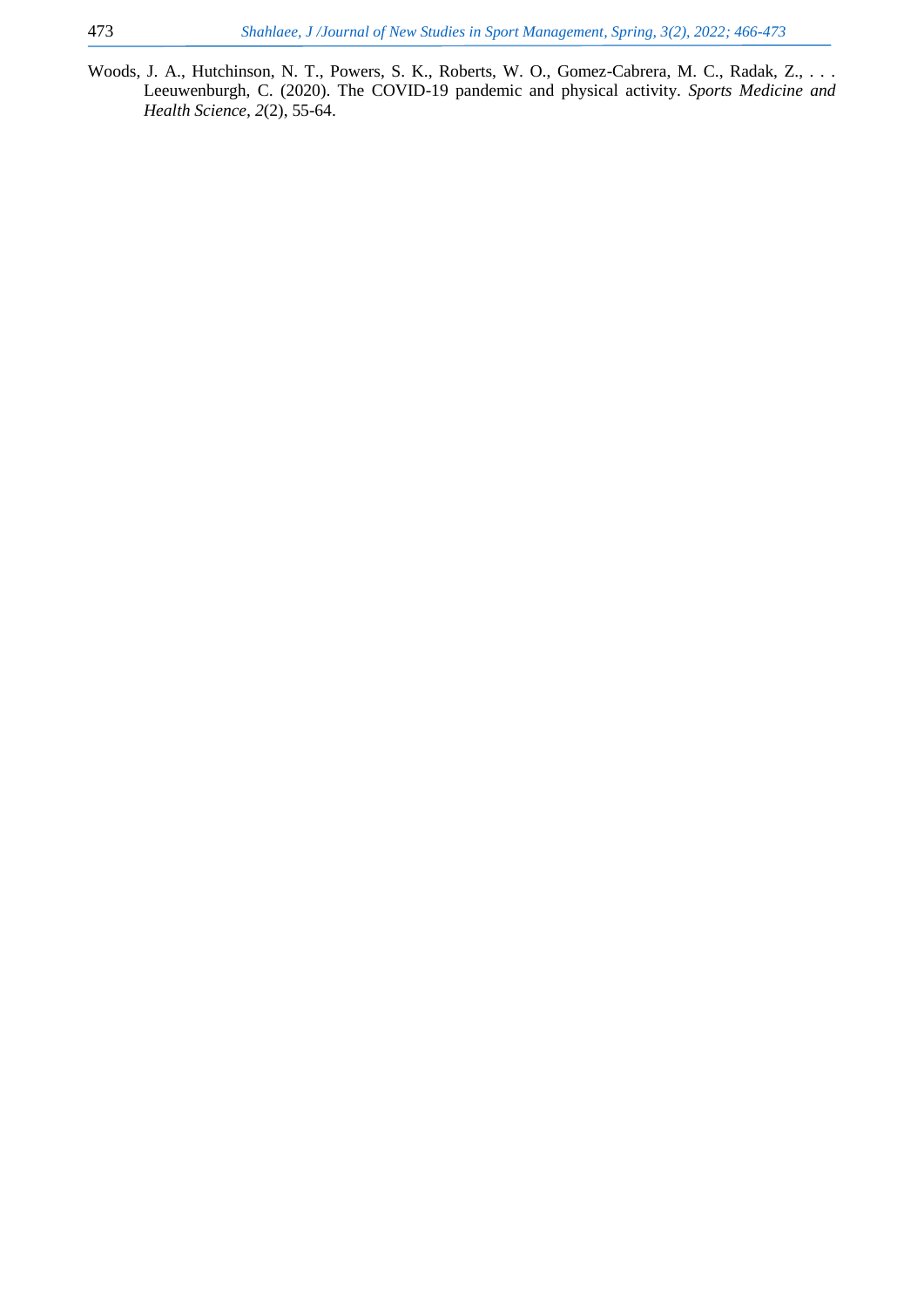Woods, J. A., Hutchinson, N. T., Powers, S. K., Roberts, W. O., Gomez-Cabrera, M. C., Radak, Z., . . . Leeuwenburgh, C. (2020). The COVID-19 pandemic and physical activity. *Sports Medicine and Health Science, 2*(2), 55-64.